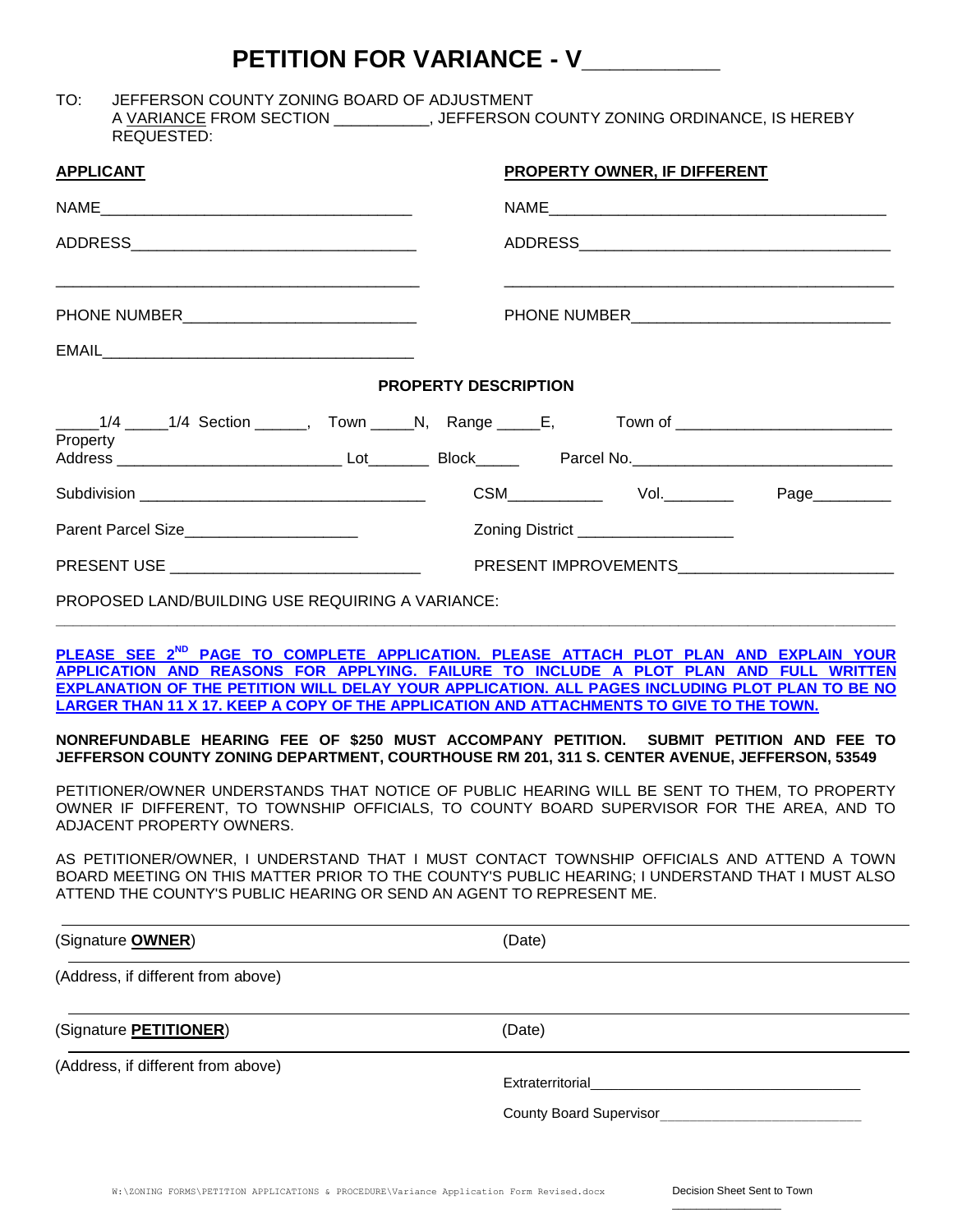# PETITION FOR VARIANCE - V__________

TO: JEFFERSON COUNTY ZONING BOARD OF ADJUSTMENT
A VARIANCE FROM SECTION __________, JEFFERSON COUNTY ZONING ORDINANCE, IS HEREBY REQUESTED:

| **APPLICANT** | **PROPERTY OWNER, IF DIFFERENT** |
|---|---|
| NAME__________________________________ | NAME______________________________________ |
| ADDRESS_______________________________ | ADDRESS___________________________________ |
| ______________________________________ | __________________________________________ |
| PHONE NUMBER__________________________ | PHONE NUMBER______________________________ |
| EMAIL_________________________________ | |

### PROPERTY DESCRIPTION

_____1/4 _____1/4 Section ______, Town _____N, Range _____E, Town of ________________________

Property Address _________________________ Lot_______ Block_____ Parcel No._____________________________

Subdivision _________________________________ CSM__________ Vol.________ Page_________

Parent Parcel Size____________________ Zoning District __________________

PRESENT USE ____________________________ PRESENT IMPROVEMENTS________________________

PROPOSED LAND/BUILDING USE REQUIRING A VARIANCE:

___________________________________________________________________________________________

PLEASE SEE 2ND PAGE TO COMPLETE APPLICATION. PLEASE ATTACH PLOT PLAN AND EXPLAIN YOUR APPLICATION AND REASONS FOR APPLYING. FAILURE TO INCLUDE A PLOT PLAN AND FULL WRITTEN EXPLANATION OF THE PETITION WILL DELAY YOUR APPLICATION. ALL PAGES INCLUDING PLOT PLAN TO BE NO LARGER THAN 11 X 17. KEEP A COPY OF THE APPLICATION AND ATTACHMENTS TO GIVE TO THE TOWN.

**NONREFUNDABLE HEARING FEE OF $250 MUST ACCOMPANY PETITION. SUBMIT PETITION AND FEE TO JEFFERSON COUNTY ZONING DEPARTMENT, COURTHOUSE RM 201, 311 S. CENTER AVENUE, JEFFERSON, 53549**

PETITIONER/OWNER UNDERSTANDS THAT NOTICE OF PUBLIC HEARING WILL BE SENT TO THEM, TO PROPERTY OWNER IF DIFFERENT, TO TOWNSHIP OFFICIALS, TO COUNTY BOARD SUPERVISOR FOR THE AREA, AND TO ADJACENT PROPERTY OWNERS.

AS PETITIONER/OWNER, I UNDERSTAND THAT I MUST CONTACT TOWNSHIP OFFICIALS AND ATTEND A TOWN BOARD MEETING ON THIS MATTER PRIOR TO THE COUNTY'S PUBLIC HEARING; I UNDERSTAND THAT I MUST ALSO ATTEND THE COUNTY'S PUBLIC HEARING OR SEND AN AGENT TO REPRESENT ME.

___________________________________________________________________________________________

(Signature **OWNER**) (Date)

(Address, if different from above)

___________________________________________________________________________________________

(Signature **PETITIONER**) (Date)

(Address, if different from above)

Extraterritorial__________________________________

County Board Supervisor_________________________

Decision Sheet Sent to Town _______________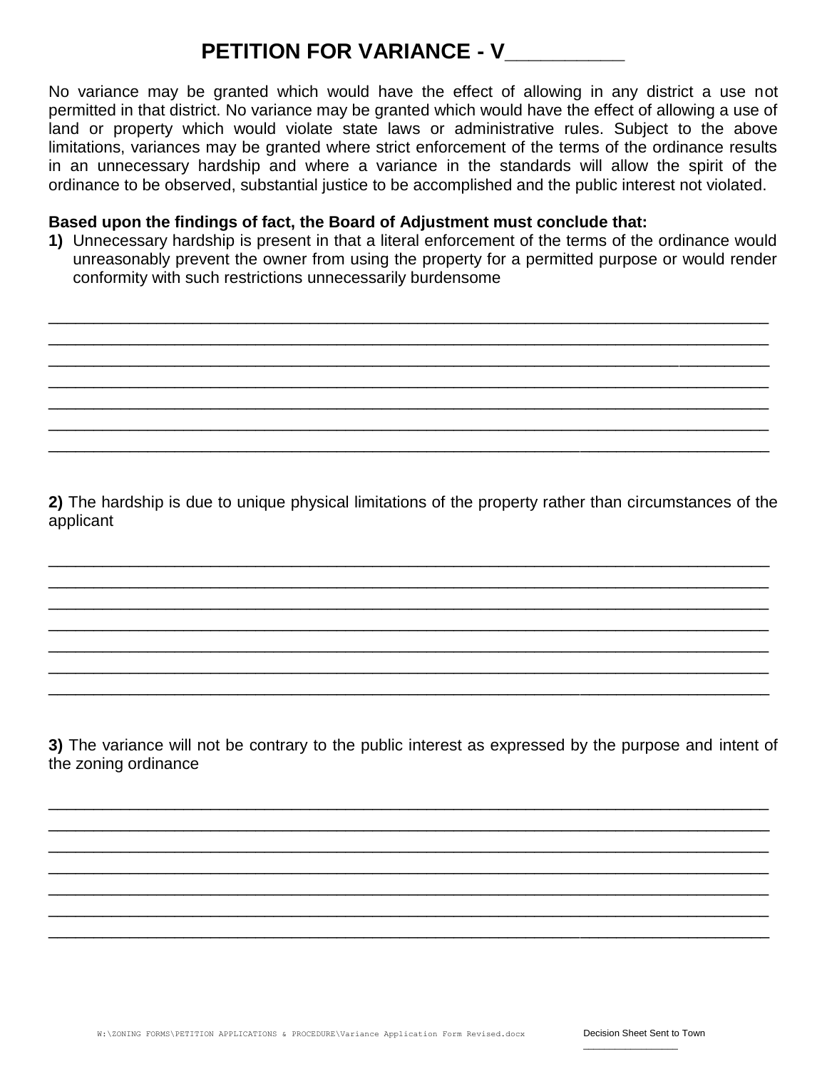# PETITION FOR VARIANCE - V__________

No variance may be granted which would have the effect of allowing in any district a use not permitted in that district. No variance may be granted which would have the effect of allowing a use of land or property which would violate state laws or administrative rules. Subject to the above limitations, variances may be granted where strict enforcement of the terms of the ordinance results in an unnecessary hardship and where a variance in the standards will allow the spirit of the ordinance to be observed, substantial justice to be accomplished and the public interest not violated.

**Based upon the findings of fact, the Board of Adjustment must conclude that:**

**1)** Unnecessary hardship is present in that a literal enforcement of the terms of the ordinance would unreasonably prevent the owner from using the property for a permitted purpose or would render conformity with such restrictions unnecessarily burdensome

______________________________________________________________________________
______________________________________________________________________________
______________________________________________________________________________
______________________________________________________________________________
______________________________________________________________________________
______________________________________________________________________________
______________________________________________________________________________

**2)** The hardship is due to unique physical limitations of the property rather than circumstances of the applicant

______________________________________________________________________________
______________________________________________________________________________
______________________________________________________________________________
______________________________________________________________________________
______________________________________________________________________________
______________________________________________________________________________
______________________________________________________________________________

**3)** The variance will not be contrary to the public interest as expressed by the purpose and intent of the zoning ordinance

______________________________________________________________________________
______________________________________________________________________________
______________________________________________________________________________
______________________________________________________________________________
______________________________________________________________________________
______________________________________________________________________________
______________________________________________________________________________

W:\ZONING FORMS\PETITION APPLICATIONS & PROCEDURE\Variance Application Form Revised.docx

Decision Sheet Sent to Town ______________